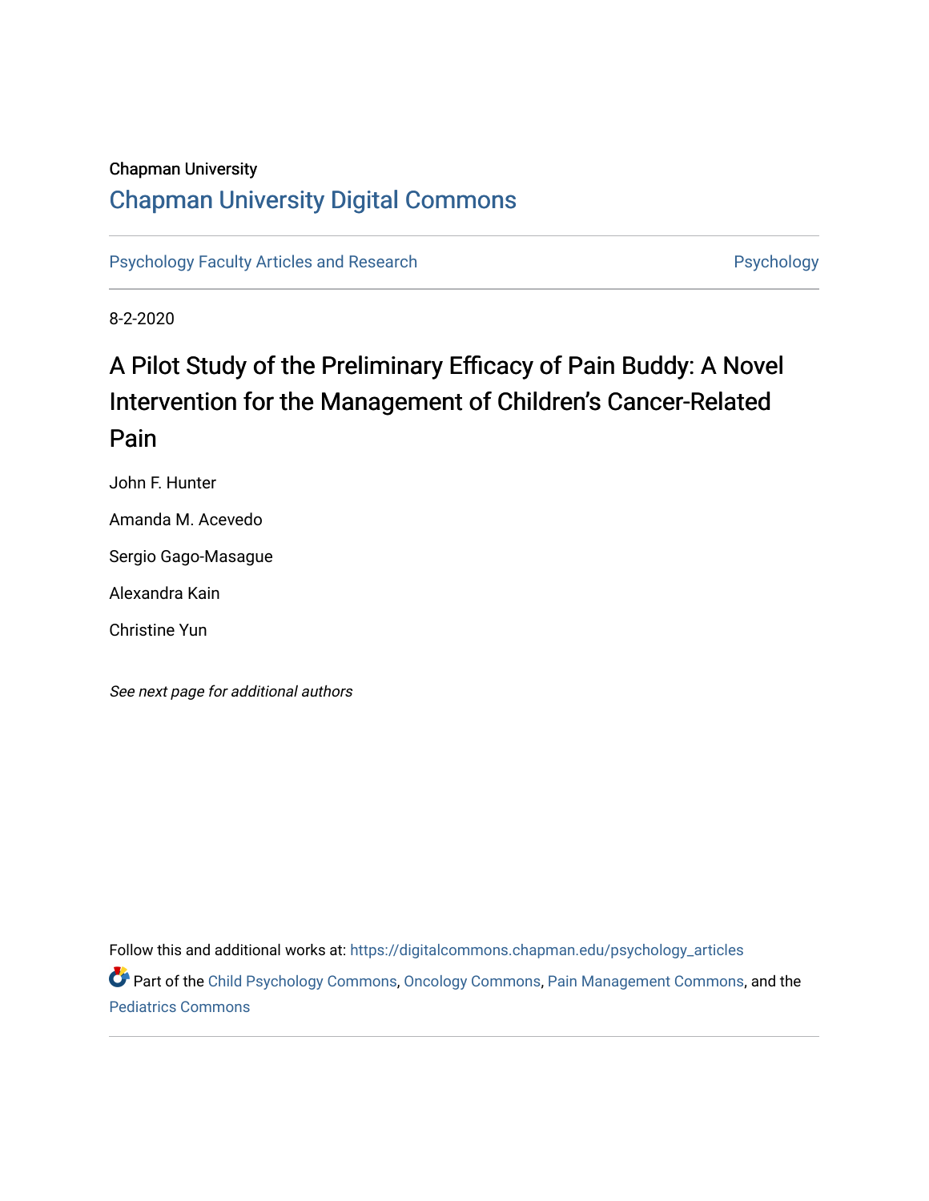Chapman University

# Chapman University Digital Commons

Psychology Faculty Articles and Research | Psychology

8-2-2020

# A Pilot Study of the Preliminary Efficacy of Pain Buddy: A Novel Intervention for the Management of Children's Cancer-Related Pain

John F. Hunter

Amanda M. Acevedo

Sergio Gago-Masague

Alexandra Kain

Christine Yun

*See next page for additional authors*

Follow this and additional works at: https://digitalcommons.chapman.edu/psychology_articles

Part of the Child Psychology Commons, Oncology Commons, Pain Management Commons, and the Pediatrics Commons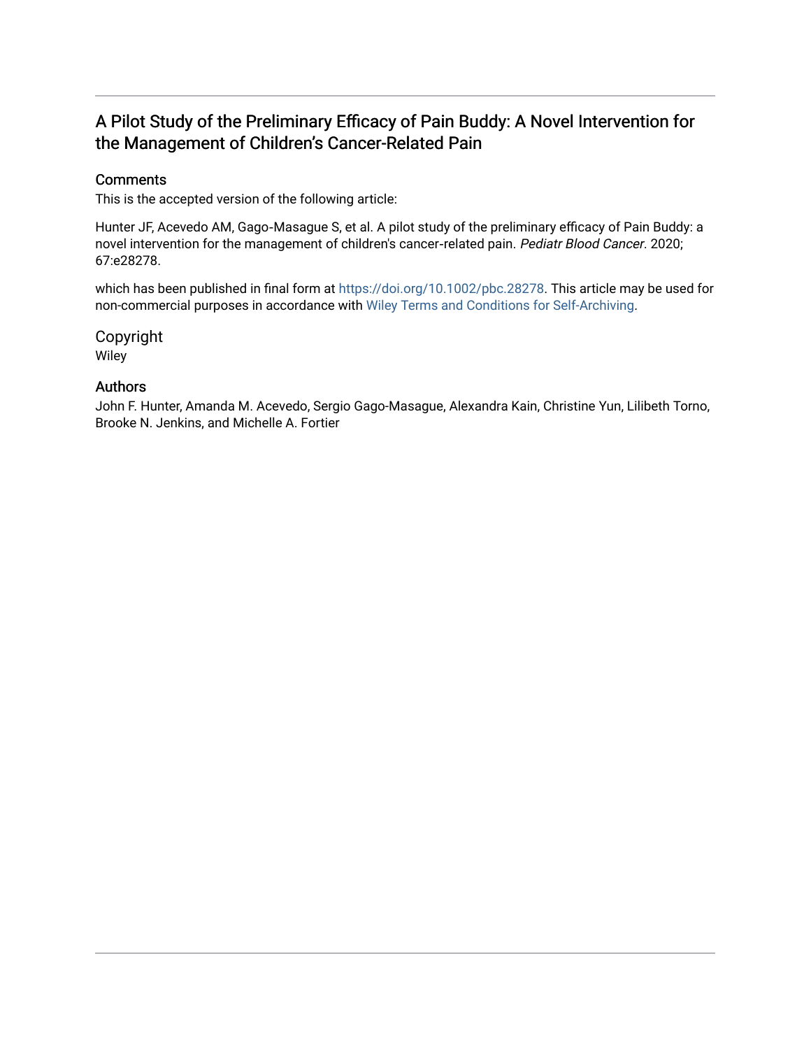# A Pilot Study of the Preliminary Efficacy of Pain Buddy: A Novel Intervention for the Management of Children's Cancer-Related Pain

## Comments

This is the accepted version of the following article:

Hunter JF, Acevedo AM, Gago-Masague S, et al. A pilot study of the preliminary efficacy of Pain Buddy: a novel intervention for the management of children's cancer-related pain. *Pediatr Blood Cancer*. 2020; 67:e28278.

which has been published in final form at https://doi.org/10.1002/pbc.28278. This article may be used for non-commercial purposes in accordance with Wiley Terms and Conditions for Self-Archiving.

## Copyright

Wiley

## Authors

John F. Hunter, Amanda M. Acevedo, Sergio Gago-Masague, Alexandra Kain, Christine Yun, Lilibeth Torno, Brooke N. Jenkins, and Michelle A. Fortier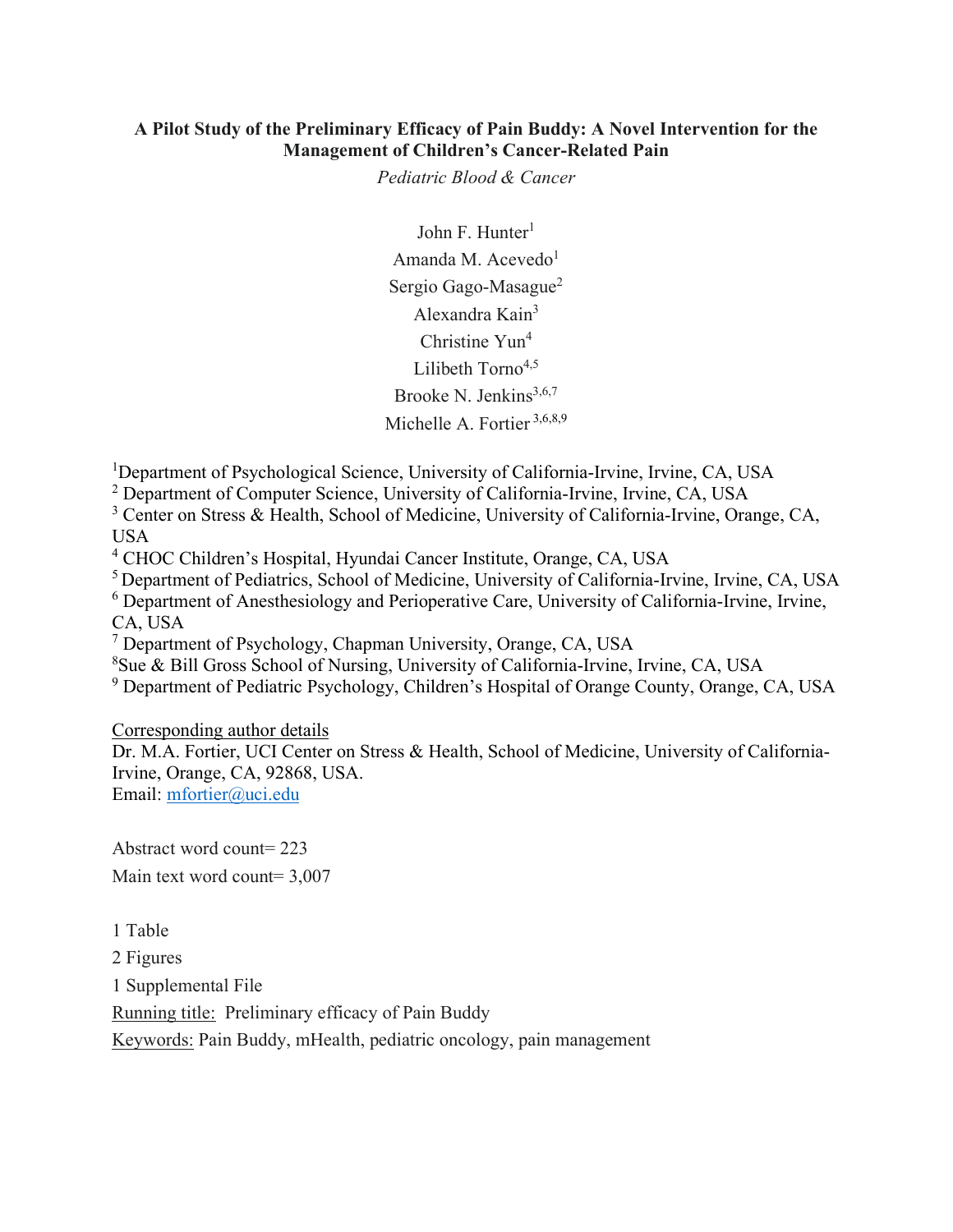**A Pilot Study of the Preliminary Efficacy of Pain Buddy: A Novel Intervention for the Management of Children's Cancer-Related Pain**

*Pediatric Blood & Cancer*

John F. Hunter[1]
Amanda M. Acevedo[1]
Sergio Gago-Masague[2]
Alexandra Kain[3]
Christine Yun[4]
Lilibeth Torno[4,5]
Brooke N. Jenkins[3,6,7]
Michelle A. Fortier[3,6,8,9]

[1]Department of Psychological Science, University of California-Irvine, Irvine, CA, USA
[2] Department of Computer Science, University of California-Irvine, Irvine, CA, USA
[3] Center on Stress & Health, School of Medicine, University of California-Irvine, Orange, CA, USA
[4] CHOC Children's Hospital, Hyundai Cancer Institute, Orange, CA, USA
[5] Department of Pediatrics, School of Medicine, University of California-Irvine, Irvine, CA, USA
[6] Department of Anesthesiology and Perioperative Care, University of California-Irvine, Irvine, CA, USA
[7] Department of Psychology, Chapman University, Orange, CA, USA
[8]Sue & Bill Gross School of Nursing, University of California-Irvine, Irvine, CA, USA
[9] Department of Pediatric Psychology, Children's Hospital of Orange County, Orange, CA, USA

Corresponding author details
Dr. M.A. Fortier, UCI Center on Stress & Health, School of Medicine, University of California-Irvine, Orange, CA, 92868, USA.
Email: mfortier@uci.edu

Abstract word count= 223

Main text word count= 3,007

1 Table

2 Figures

1 Supplemental File

Running title: Preliminary efficacy of Pain Buddy

Keywords: Pain Buddy, mHealth, pediatric oncology, pain management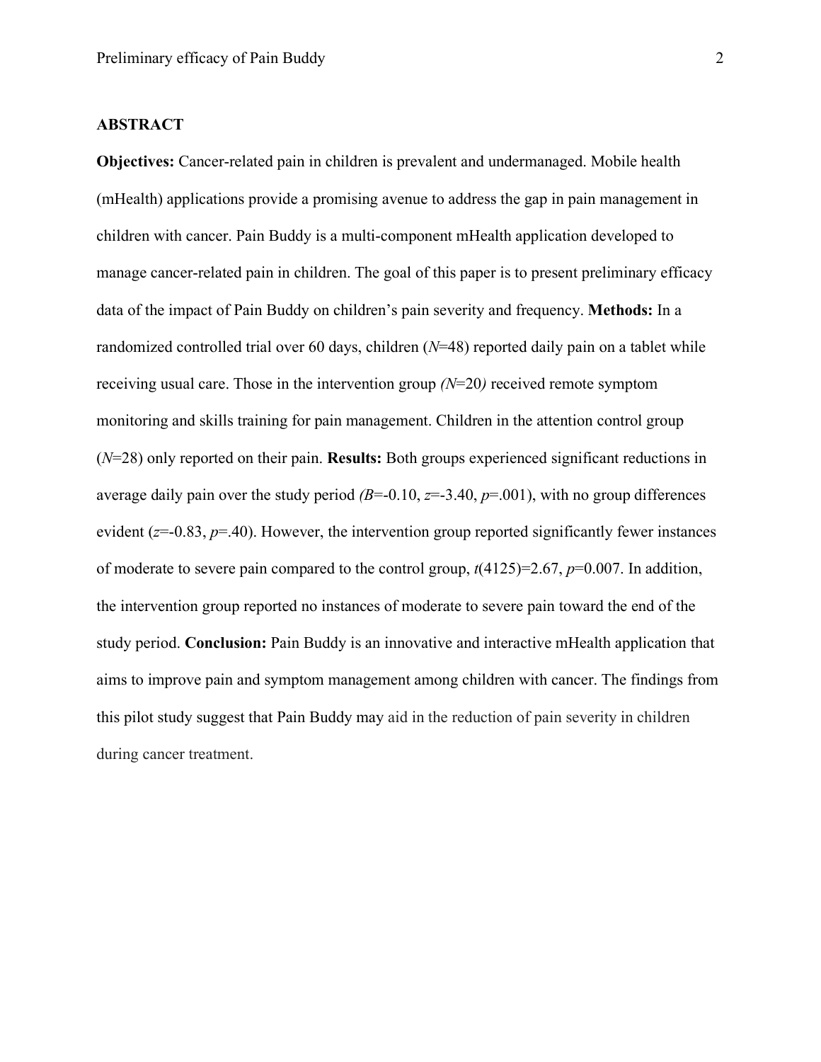## ABSTRACT

**Objectives:** Cancer-related pain in children is prevalent and undermanaged. Mobile health (mHealth) applications provide a promising avenue to address the gap in pain management in children with cancer. Pain Buddy is a multi-component mHealth application developed to manage cancer-related pain in children. The goal of this paper is to present preliminary efficacy data of the impact of Pain Buddy on children's pain severity and frequency. **Methods:** In a randomized controlled trial over 60 days, children ($N$=48) reported daily pain on a tablet while receiving usual care. Those in the intervention group ($N$=20) received remote symptom monitoring and skills training for pain management. Children in the attention control group ($N$=28) only reported on their pain. **Results:** Both groups experienced significant reductions in average daily pain over the study period ($B$=-0.10, $z$=-3.40, $p$=.001), with no group differences evident ($z$=-0.83, $p$=.40). However, the intervention group reported significantly fewer instances of moderate to severe pain compared to the control group, $t(4125)=2.67$, $p$=0.007. In addition, the intervention group reported no instances of moderate to severe pain toward the end of the study period. **Conclusion:** Pain Buddy is an innovative and interactive mHealth application that aims to improve pain and symptom management among children with cancer. The findings from this pilot study suggest that Pain Buddy may aid in the reduction of pain severity in children during cancer treatment.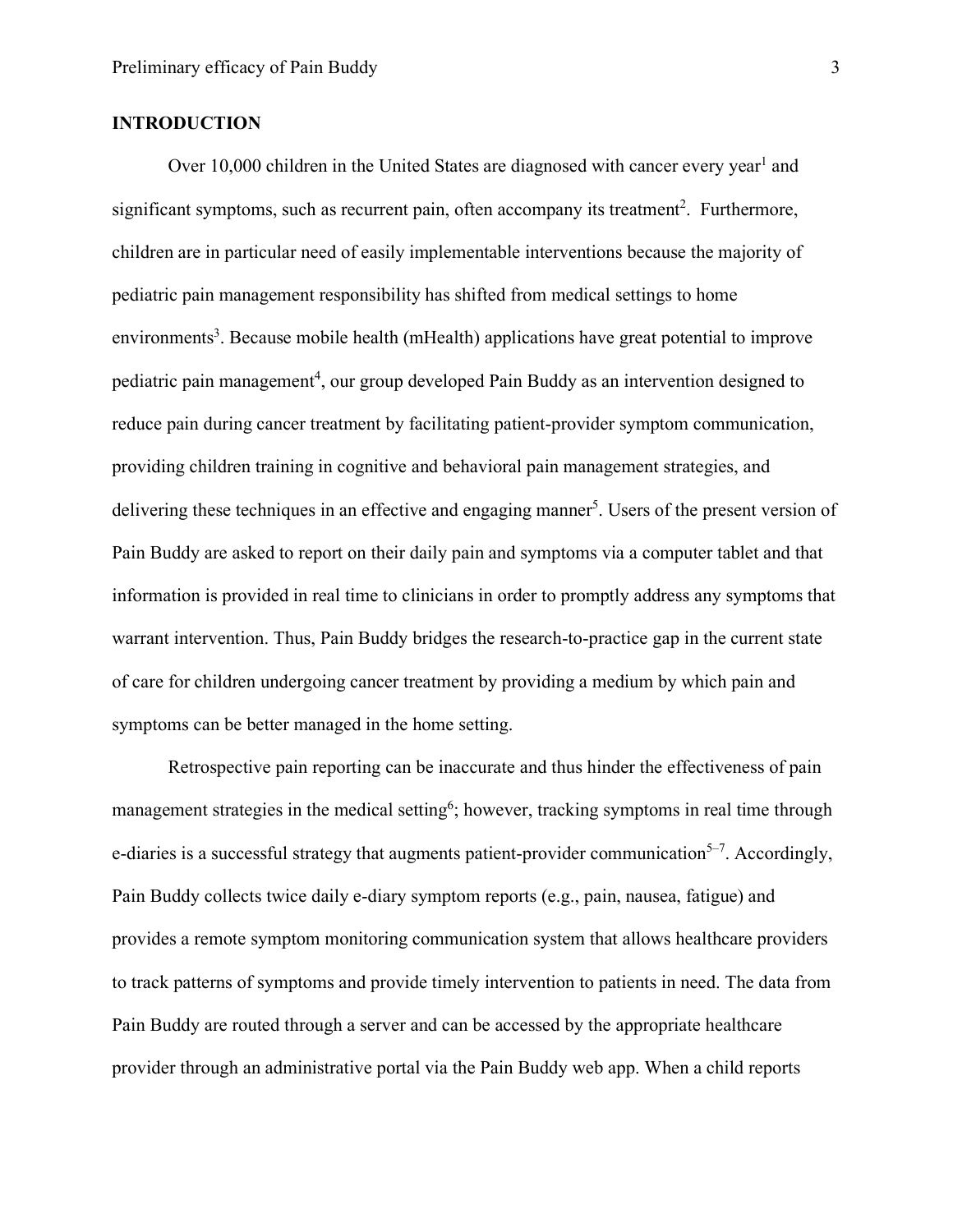## INTRODUCTION

Over 10,000 children in the United States are diagnosed with cancer every year[1] and significant symptoms, such as recurrent pain, often accompany its treatment[2]. Furthermore, children are in particular need of easily implementable interventions because the majority of pediatric pain management responsibility has shifted from medical settings to home environments[3]. Because mobile health (mHealth) applications have great potential to improve pediatric pain management[4], our group developed Pain Buddy as an intervention designed to reduce pain during cancer treatment by facilitating patient-provider symptom communication, providing children training in cognitive and behavioral pain management strategies, and delivering these techniques in an effective and engaging manner[5]. Users of the present version of Pain Buddy are asked to report on their daily pain and symptoms via a computer tablet and that information is provided in real time to clinicians in order to promptly address any symptoms that warrant intervention. Thus, Pain Buddy bridges the research-to-practice gap in the current state of care for children undergoing cancer treatment by providing a medium by which pain and symptoms can be better managed in the home setting.

Retrospective pain reporting can be inaccurate and thus hinder the effectiveness of pain management strategies in the medical setting[6]; however, tracking symptoms in real time through e-diaries is a successful strategy that augments patient-provider communication[5–7]. Accordingly, Pain Buddy collects twice daily e-diary symptom reports (e.g., pain, nausea, fatigue) and provides a remote symptom monitoring communication system that allows healthcare providers to track patterns of symptoms and provide timely intervention to patients in need. The data from Pain Buddy are routed through a server and can be accessed by the appropriate healthcare provider through an administrative portal via the Pain Buddy web app. When a child reports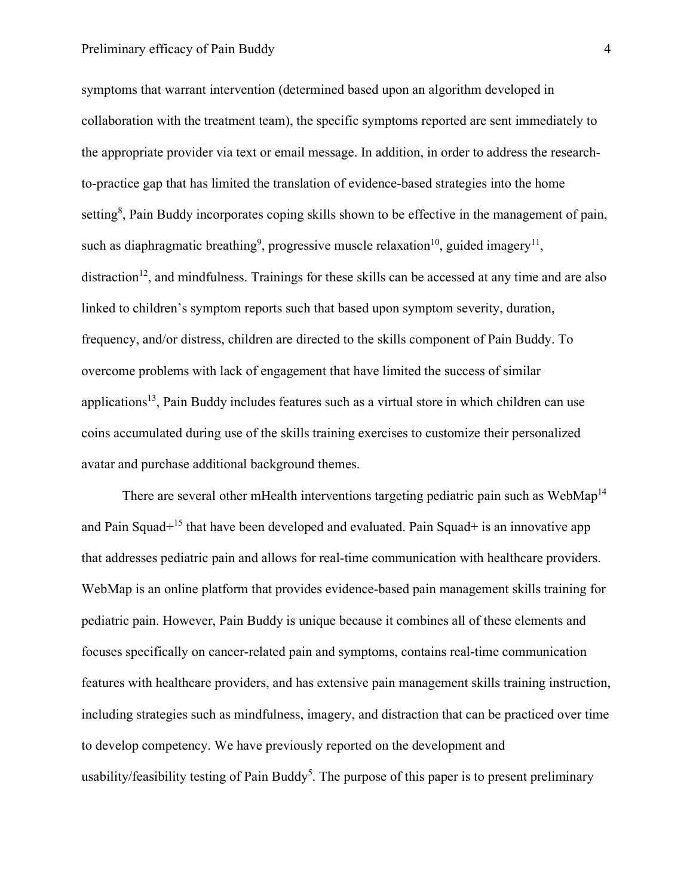symptoms that warrant intervention (determined based upon an algorithm developed in collaboration with the treatment team), the specific symptoms reported are sent immediately to the appropriate provider via text or email message. In addition, in order to address the research-to-practice gap that has limited the translation of evidence-based strategies into the home setting[8], Pain Buddy incorporates coping skills shown to be effective in the management of pain, such as diaphragmatic breathing[9], progressive muscle relaxation[10], guided imagery[11], distraction[12], and mindfulness. Trainings for these skills can be accessed at any time and are also linked to children's symptom reports such that based upon symptom severity, duration, frequency, and/or distress, children are directed to the skills component of Pain Buddy. To overcome problems with lack of engagement that have limited the success of similar applications[13], Pain Buddy includes features such as a virtual store in which children can use coins accumulated during use of the skills training exercises to customize their personalized avatar and purchase additional background themes.

There are several other mHealth interventions targeting pediatric pain such as WebMap[14] and Pain Squad+[15] that have been developed and evaluated. Pain Squad+ is an innovative app that addresses pediatric pain and allows for real-time communication with healthcare providers. WebMap is an online platform that provides evidence-based pain management skills training for pediatric pain. However, Pain Buddy is unique because it combines all of these elements and focuses specifically on cancer-related pain and symptoms, contains real-time communication features with healthcare providers, and has extensive pain management skills training instruction, including strategies such as mindfulness, imagery, and distraction that can be practiced over time to develop competency. We have previously reported on the development and usability/feasibility testing of Pain Buddy[5]. The purpose of this paper is to present preliminary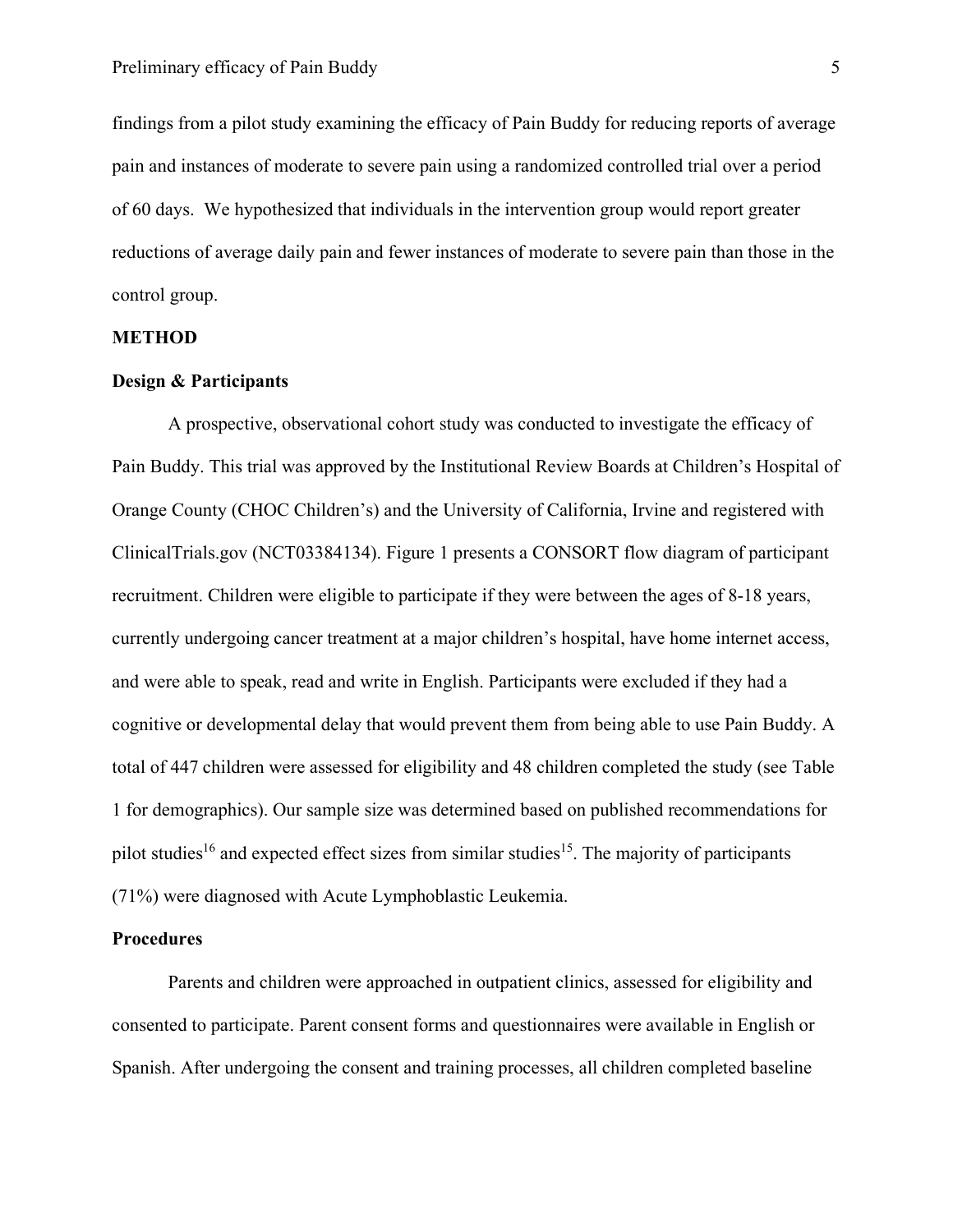findings from a pilot study examining the efficacy of Pain Buddy for reducing reports of average pain and instances of moderate to severe pain using a randomized controlled trial over a period of 60 days. We hypothesized that individuals in the intervention group would report greater reductions of average daily pain and fewer instances of moderate to severe pain than those in the control group.

## METHOD

### Design & Participants

A prospective, observational cohort study was conducted to investigate the efficacy of Pain Buddy. This trial was approved by the Institutional Review Boards at Children's Hospital of Orange County (CHOC Children's) and the University of California, Irvine and registered with ClinicalTrials.gov (NCT03384134). Figure 1 presents a CONSORT flow diagram of participant recruitment. Children were eligible to participate if they were between the ages of 8-18 years, currently undergoing cancer treatment at a major children's hospital, have home internet access, and were able to speak, read and write in English. Participants were excluded if they had a cognitive or developmental delay that would prevent them from being able to use Pain Buddy. A total of 447 children were assessed for eligibility and 48 children completed the study (see Table 1 for demographics). Our sample size was determined based on published recommendations for pilot studies[16] and expected effect sizes from similar studies[15]. The majority of participants (71%) were diagnosed with Acute Lymphoblastic Leukemia.

### Procedures

Parents and children were approached in outpatient clinics, assessed for eligibility and consented to participate. Parent consent forms and questionnaires were available in English or Spanish. After undergoing the consent and training processes, all children completed baseline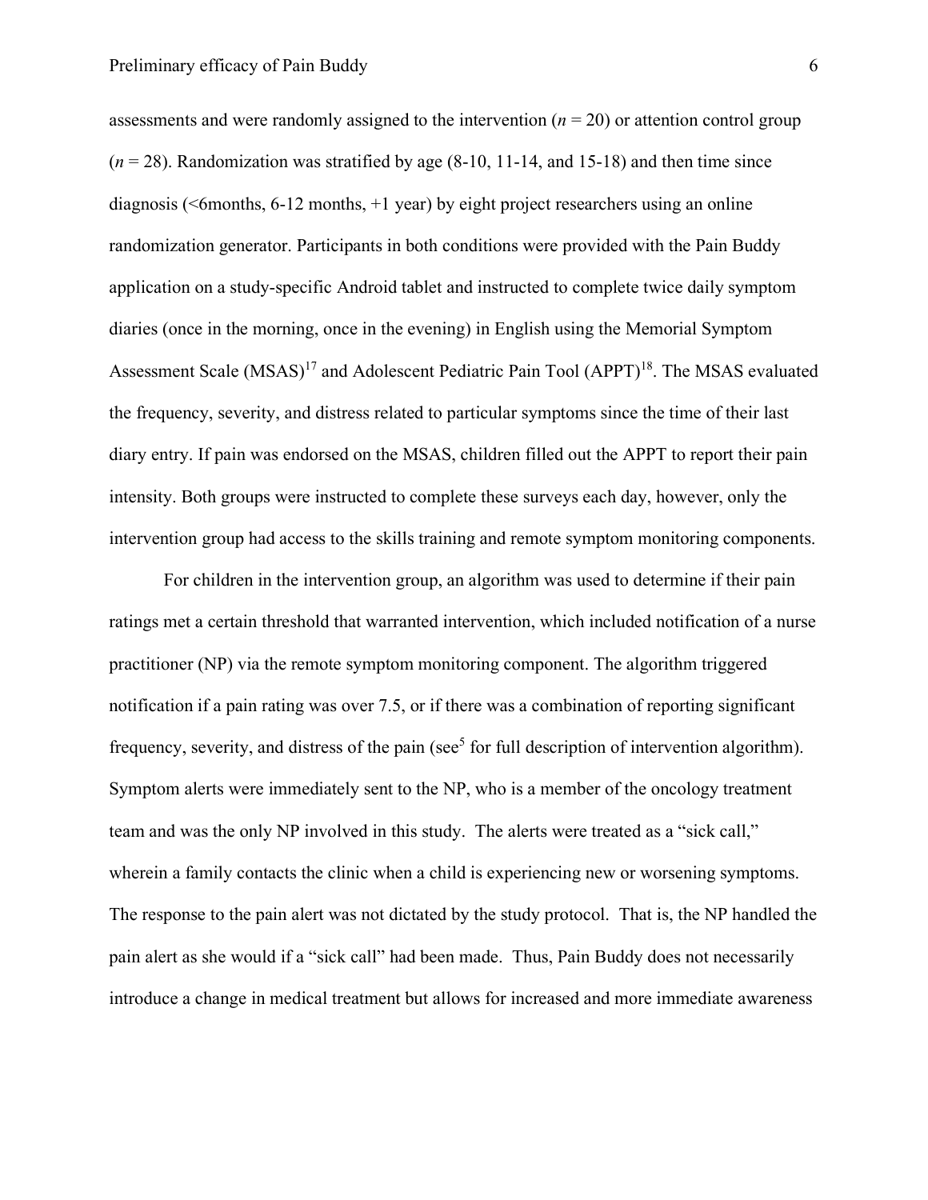assessments and were randomly assigned to the intervention (*n* = 20) or attention control group (*n* = 28). Randomization was stratified by age (8-10, 11-14, and 15-18) and then time since diagnosis (<6months, 6-12 months, +1 year) by eight project researchers using an online randomization generator. Participants in both conditions were provided with the Pain Buddy application on a study-specific Android tablet and instructed to complete twice daily symptom diaries (once in the morning, once in the evening) in English using the Memorial Symptom Assessment Scale (MSAS)[17] and Adolescent Pediatric Pain Tool (APPT)[18]. The MSAS evaluated the frequency, severity, and distress related to particular symptoms since the time of their last diary entry. If pain was endorsed on the MSAS, children filled out the APPT to report their pain intensity. Both groups were instructed to complete these surveys each day, however, only the intervention group had access to the skills training and remote symptom monitoring components.

For children in the intervention group, an algorithm was used to determine if their pain ratings met a certain threshold that warranted intervention, which included notification of a nurse practitioner (NP) via the remote symptom monitoring component. The algorithm triggered notification if a pain rating was over 7.5, or if there was a combination of reporting significant frequency, severity, and distress of the pain (see[5] for full description of intervention algorithm). Symptom alerts were immediately sent to the NP, who is a member of the oncology treatment team and was the only NP involved in this study. The alerts were treated as a "sick call," wherein a family contacts the clinic when a child is experiencing new or worsening symptoms. The response to the pain alert was not dictated by the study protocol. That is, the NP handled the pain alert as she would if a "sick call" had been made. Thus, Pain Buddy does not necessarily introduce a change in medical treatment but allows for increased and more immediate awareness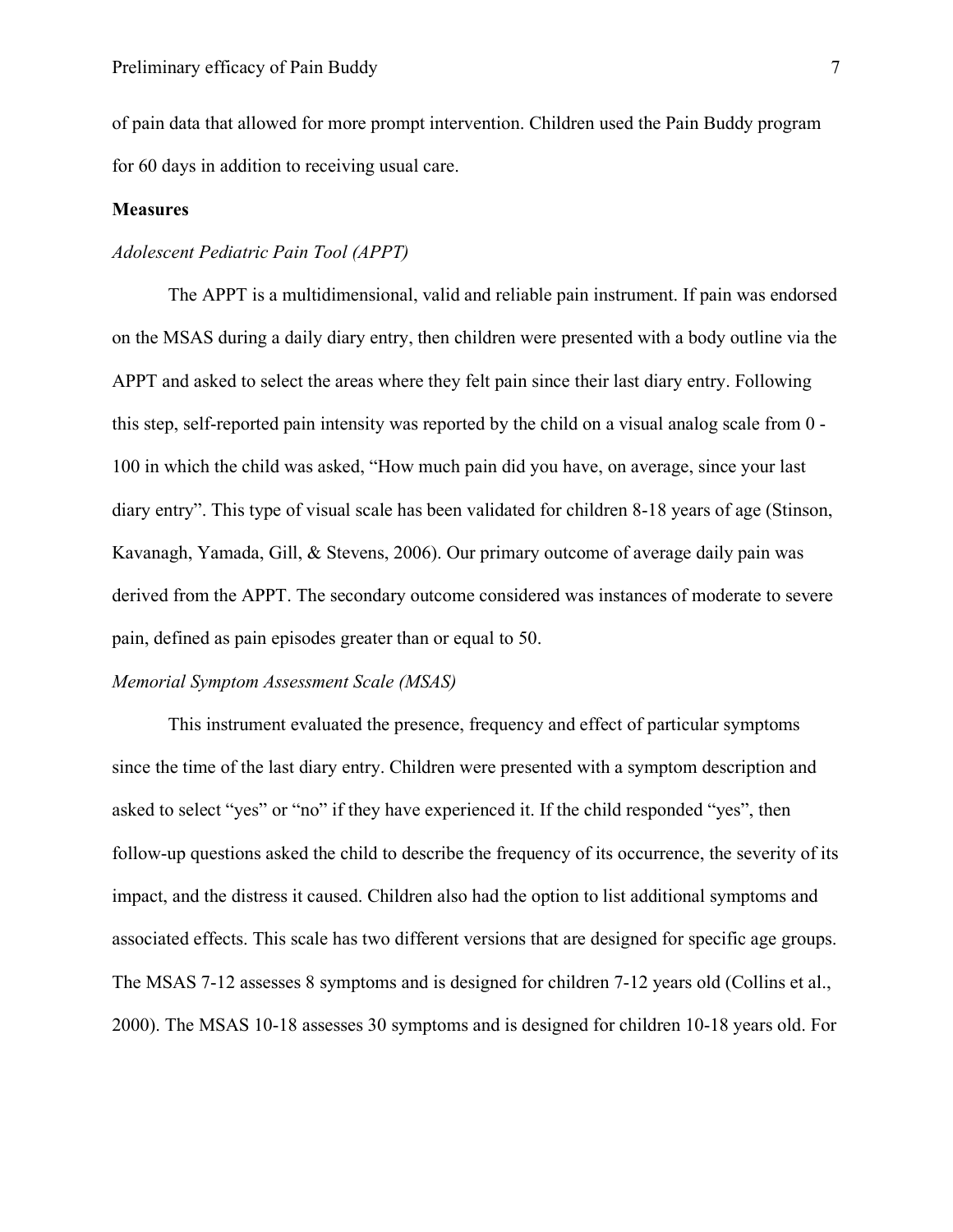of pain data that allowed for more prompt intervention. Children used the Pain Buddy program for 60 days in addition to receiving usual care.

**Measures**

*Adolescent Pediatric Pain Tool (APPT)*

The APPT is a multidimensional, valid and reliable pain instrument. If pain was endorsed on the MSAS during a daily diary entry, then children were presented with a body outline via the APPT and asked to select the areas where they felt pain since their last diary entry. Following this step, self-reported pain intensity was reported by the child on a visual analog scale from 0 - 100 in which the child was asked, "How much pain did you have, on average, since your last diary entry". This type of visual scale has been validated for children 8-18 years of age (Stinson, Kavanagh, Yamada, Gill, & Stevens, 2006). Our primary outcome of average daily pain was derived from the APPT. The secondary outcome considered was instances of moderate to severe pain, defined as pain episodes greater than or equal to 50.

*Memorial Symptom Assessment Scale (MSAS)*

This instrument evaluated the presence, frequency and effect of particular symptoms since the time of the last diary entry. Children were presented with a symptom description and asked to select "yes" or "no" if they have experienced it. If the child responded "yes", then follow-up questions asked the child to describe the frequency of its occurrence, the severity of its impact, and the distress it caused. Children also had the option to list additional symptoms and associated effects. This scale has two different versions that are designed for specific age groups. The MSAS 7-12 assesses 8 symptoms and is designed for children 7-12 years old (Collins et al., 2000). The MSAS 10-18 assesses 30 symptoms and is designed for children 10-18 years old. For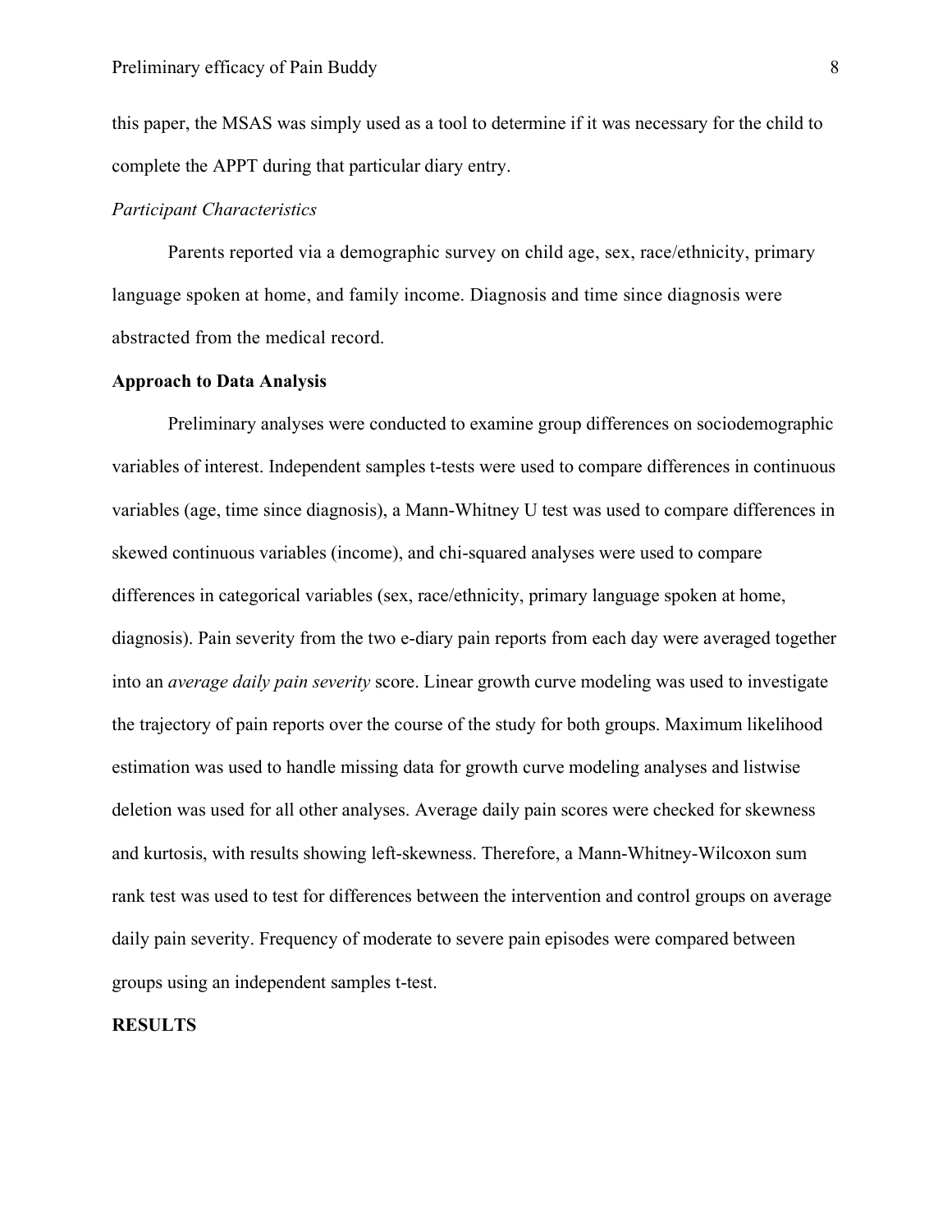this paper, the MSAS was simply used as a tool to determine if it was necessary for the child to complete the APPT during that particular diary entry.

*Participant Characteristics*

Parents reported via a demographic survey on child age, sex, race/ethnicity, primary language spoken at home, and family income. Diagnosis and time since diagnosis were abstracted from the medical record.

**Approach to Data Analysis**

Preliminary analyses were conducted to examine group differences on sociodemographic variables of interest. Independent samples t-tests were used to compare differences in continuous variables (age, time since diagnosis), a Mann-Whitney U test was used to compare differences in skewed continuous variables (income), and chi-squared analyses were used to compare differences in categorical variables (sex, race/ethnicity, primary language spoken at home, diagnosis). Pain severity from the two e-diary pain reports from each day were averaged together into an *average daily pain severity* score. Linear growth curve modeling was used to investigate the trajectory of pain reports over the course of the study for both groups. Maximum likelihood estimation was used to handle missing data for growth curve modeling analyses and listwise deletion was used for all other analyses. Average daily pain scores were checked for skewness and kurtosis, with results showing left-skewness. Therefore, a Mann-Whitney-Wilcoxon sum rank test was used to test for differences between the intervention and control groups on average daily pain severity. Frequency of moderate to severe pain episodes were compared between groups using an independent samples t-test.

**RESULTS**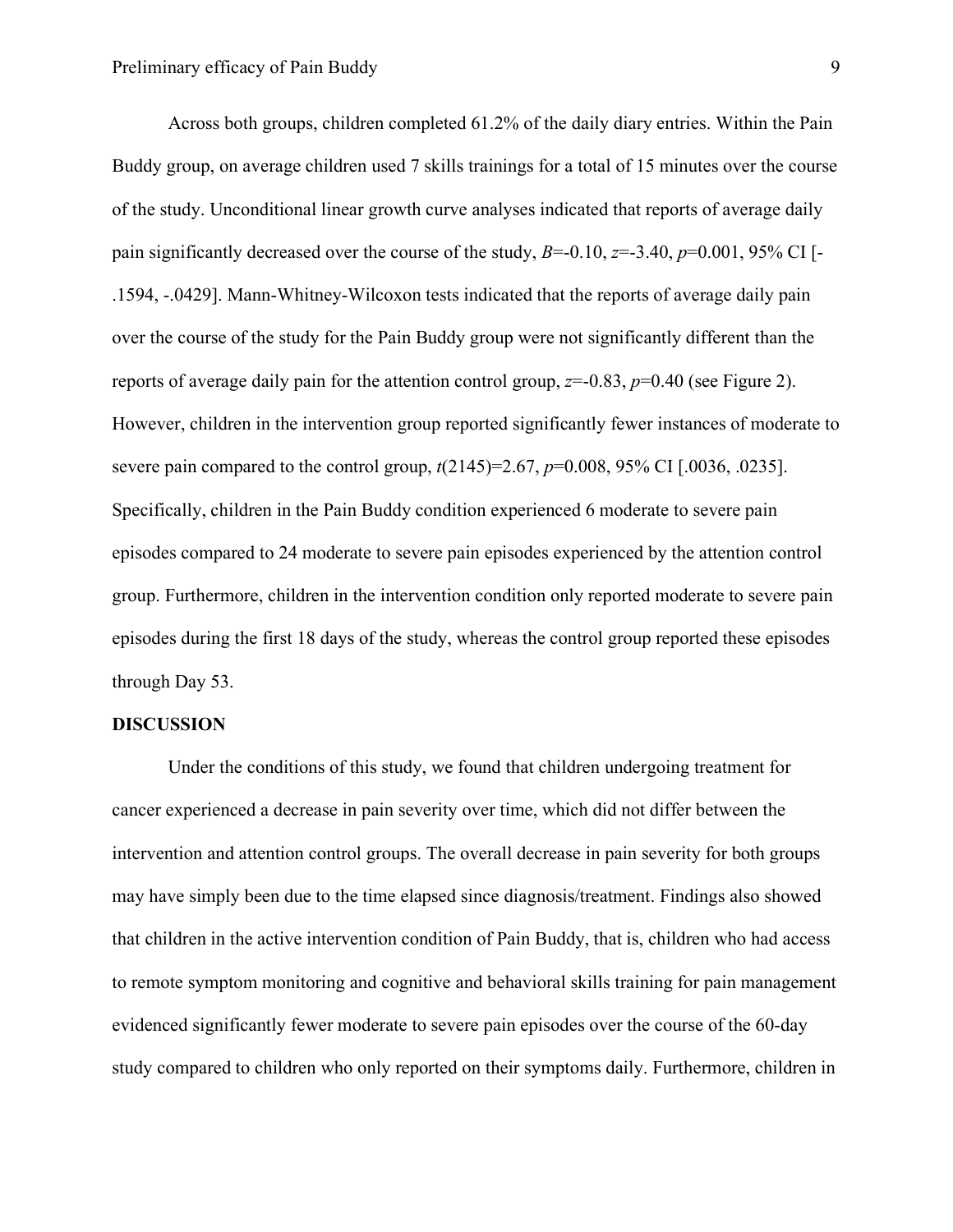Across both groups, children completed 61.2% of the daily diary entries. Within the Pain Buddy group, on average children used 7 skills trainings for a total of 15 minutes over the course of the study. Unconditional linear growth curve analyses indicated that reports of average daily pain significantly decreased over the course of the study, $B=-0.10$, $z=-3.40$, $p=0.001$, 95% CI [-.1594, -.0429]. Mann-Whitney-Wilcoxon tests indicated that the reports of average daily pain over the course of the study for the Pain Buddy group were not significantly different than the reports of average daily pain for the attention control group, $z=-0.83$, $p=0.40$ (see Figure 2). However, children in the intervention group reported significantly fewer instances of moderate to severe pain compared to the control group, $t(2145)=2.67$, $p=0.008$, 95% CI [.0036, .0235]. Specifically, children in the Pain Buddy condition experienced 6 moderate to severe pain episodes compared to 24 moderate to severe pain episodes experienced by the attention control group. Furthermore, children in the intervention condition only reported moderate to severe pain episodes during the first 18 days of the study, whereas the control group reported these episodes through Day 53.

## DISCUSSION

Under the conditions of this study, we found that children undergoing treatment for cancer experienced a decrease in pain severity over time, which did not differ between the intervention and attention control groups. The overall decrease in pain severity for both groups may have simply been due to the time elapsed since diagnosis/treatment. Findings also showed that children in the active intervention condition of Pain Buddy, that is, children who had access to remote symptom monitoring and cognitive and behavioral skills training for pain management evidenced significantly fewer moderate to severe pain episodes over the course of the 60-day study compared to children who only reported on their symptoms daily. Furthermore, children in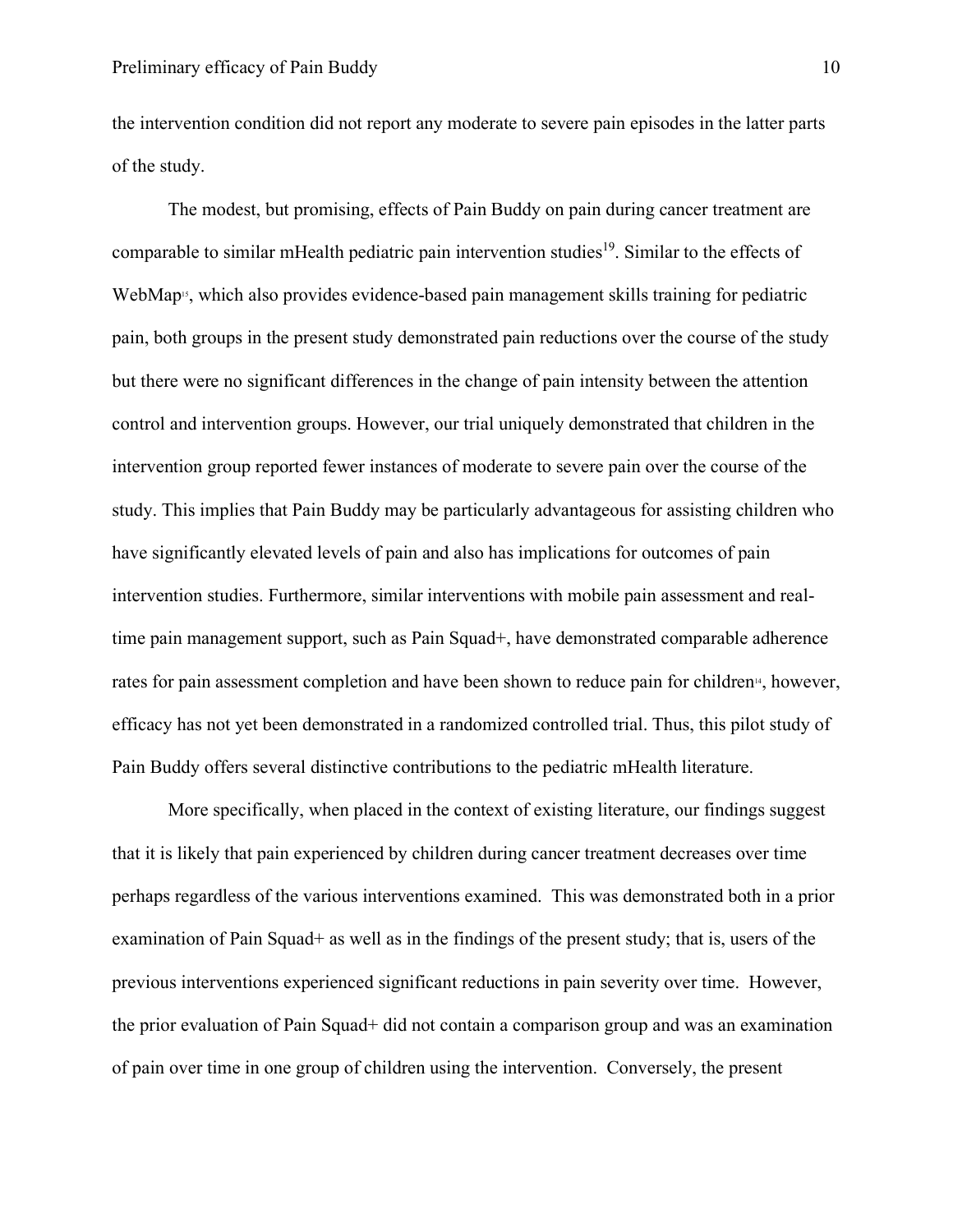the intervention condition did not report any moderate to severe pain episodes in the latter parts of the study.

The modest, but promising, effects of Pain Buddy on pain during cancer treatment are comparable to similar mHealth pediatric pain intervention studies[19]. Similar to the effects of WebMap[15], which also provides evidence-based pain management skills training for pediatric pain, both groups in the present study demonstrated pain reductions over the course of the study but there were no significant differences in the change of pain intensity between the attention control and intervention groups. However, our trial uniquely demonstrated that children in the intervention group reported fewer instances of moderate to severe pain over the course of the study. This implies that Pain Buddy may be particularly advantageous for assisting children who have significantly elevated levels of pain and also has implications for outcomes of pain intervention studies. Furthermore, similar interventions with mobile pain assessment and real-time pain management support, such as Pain Squad+, have demonstrated comparable adherence rates for pain assessment completion and have been shown to reduce pain for children[14], however, efficacy has not yet been demonstrated in a randomized controlled trial. Thus, this pilot study of Pain Buddy offers several distinctive contributions to the pediatric mHealth literature.

More specifically, when placed in the context of existing literature, our findings suggest that it is likely that pain experienced by children during cancer treatment decreases over time perhaps regardless of the various interventions examined. This was demonstrated both in a prior examination of Pain Squad+ as well as in the findings of the present study; that is, users of the previous interventions experienced significant reductions in pain severity over time. However, the prior evaluation of Pain Squad+ did not contain a comparison group and was an examination of pain over time in one group of children using the intervention. Conversely, the present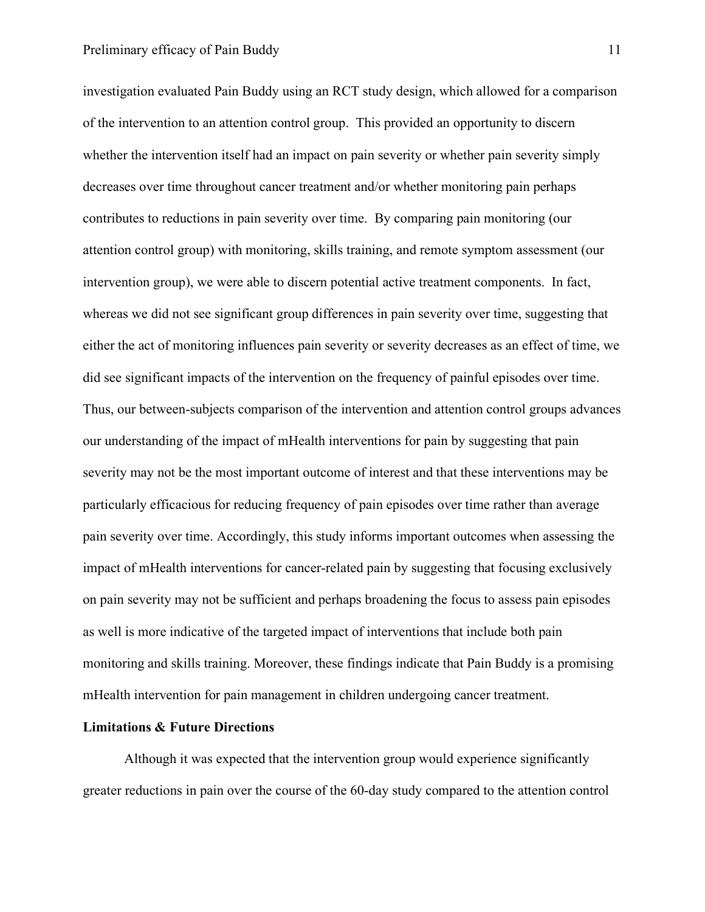investigation evaluated Pain Buddy using an RCT study design, which allowed for a comparison of the intervention to an attention control group. This provided an opportunity to discern whether the intervention itself had an impact on pain severity or whether pain severity simply decreases over time throughout cancer treatment and/or whether monitoring pain perhaps contributes to reductions in pain severity over time. By comparing pain monitoring (our attention control group) with monitoring, skills training, and remote symptom assessment (our intervention group), we were able to discern potential active treatment components. In fact, whereas we did not see significant group differences in pain severity over time, suggesting that either the act of monitoring influences pain severity or severity decreases as an effect of time, we did see significant impacts of the intervention on the frequency of painful episodes over time. Thus, our between-subjects comparison of the intervention and attention control groups advances our understanding of the impact of mHealth interventions for pain by suggesting that pain severity may not be the most important outcome of interest and that these interventions may be particularly efficacious for reducing frequency of pain episodes over time rather than average pain severity over time. Accordingly, this study informs important outcomes when assessing the impact of mHealth interventions for cancer-related pain by suggesting that focusing exclusively on pain severity may not be sufficient and perhaps broadening the focus to assess pain episodes as well is more indicative of the targeted impact of interventions that include both pain monitoring and skills training. Moreover, these findings indicate that Pain Buddy is a promising mHealth intervention for pain management in children undergoing cancer treatment.

**Limitations & Future Directions**

Although it was expected that the intervention group would experience significantly greater reductions in pain over the course of the 60-day study compared to the attention control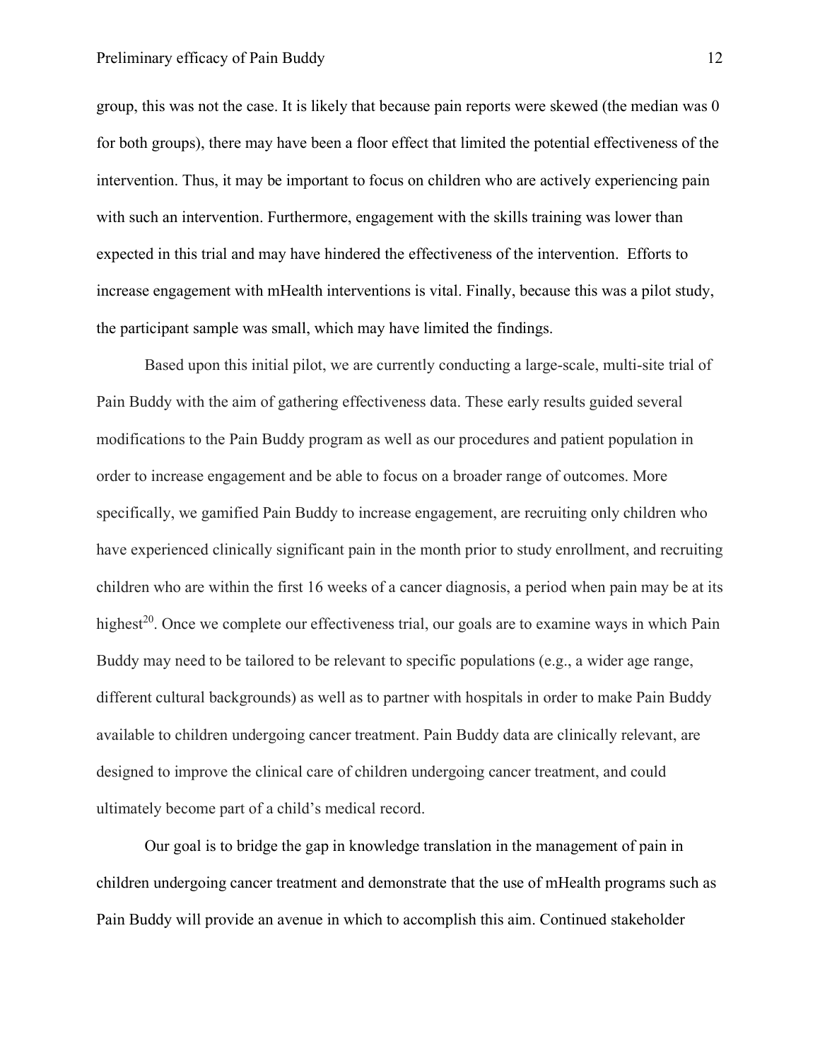group, this was not the case. It is likely that because pain reports were skewed (the median was 0 for both groups), there may have been a floor effect that limited the potential effectiveness of the intervention. Thus, it may be important to focus on children who are actively experiencing pain with such an intervention. Furthermore, engagement with the skills training was lower than expected in this trial and may have hindered the effectiveness of the intervention. Efforts to increase engagement with mHealth interventions is vital. Finally, because this was a pilot study, the participant sample was small, which may have limited the findings.

Based upon this initial pilot, we are currently conducting a large-scale, multi-site trial of Pain Buddy with the aim of gathering effectiveness data. These early results guided several modifications to the Pain Buddy program as well as our procedures and patient population in order to increase engagement and be able to focus on a broader range of outcomes. More specifically, we gamified Pain Buddy to increase engagement, are recruiting only children who have experienced clinically significant pain in the month prior to study enrollment, and recruiting children who are within the first 16 weeks of a cancer diagnosis, a period when pain may be at its highest[20]. Once we complete our effectiveness trial, our goals are to examine ways in which Pain Buddy may need to be tailored to be relevant to specific populations (e.g., a wider age range, different cultural backgrounds) as well as to partner with hospitals in order to make Pain Buddy available to children undergoing cancer treatment. Pain Buddy data are clinically relevant, are designed to improve the clinical care of children undergoing cancer treatment, and could ultimately become part of a child's medical record.

Our goal is to bridge the gap in knowledge translation in the management of pain in children undergoing cancer treatment and demonstrate that the use of mHealth programs such as Pain Buddy will provide an avenue in which to accomplish this aim. Continued stakeholder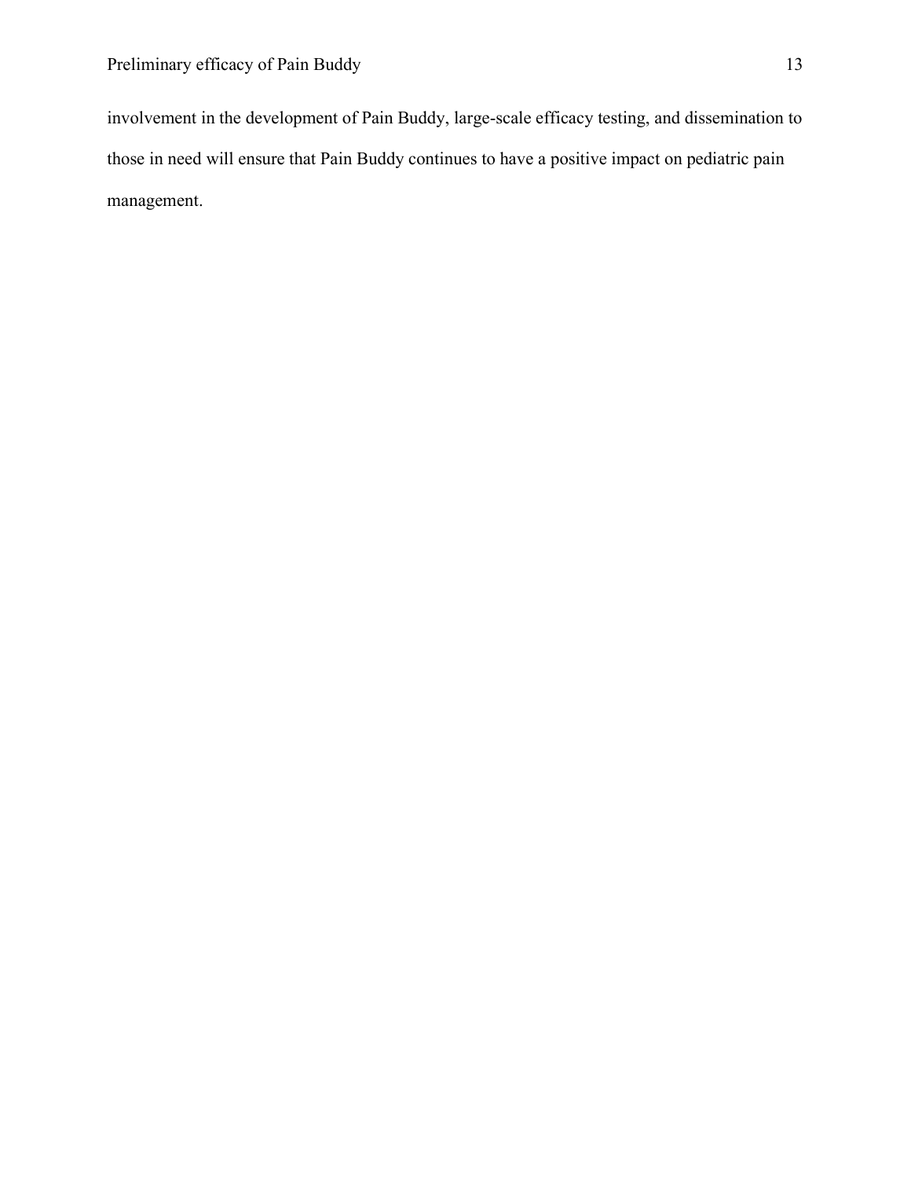involvement in the development of Pain Buddy, large-scale efficacy testing, and dissemination to those in need will ensure that Pain Buddy continues to have a positive impact on pediatric pain management.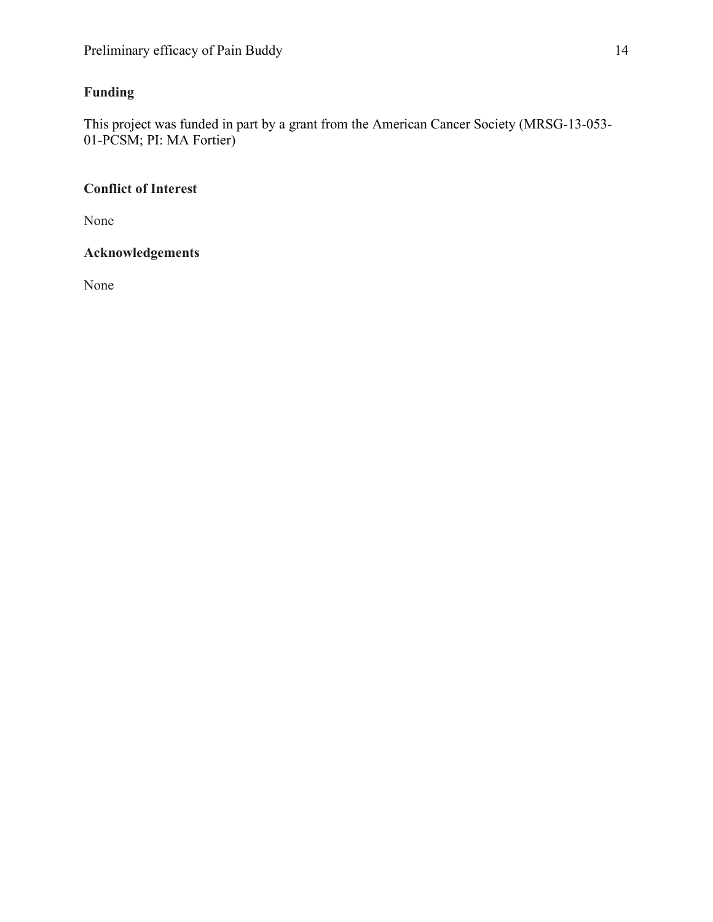## Funding

This project was funded in part by a grant from the American Cancer Society (MRSG-13-053-01-PCSM; PI: MA Fortier)

## Conflict of Interest

None

## Acknowledgements

None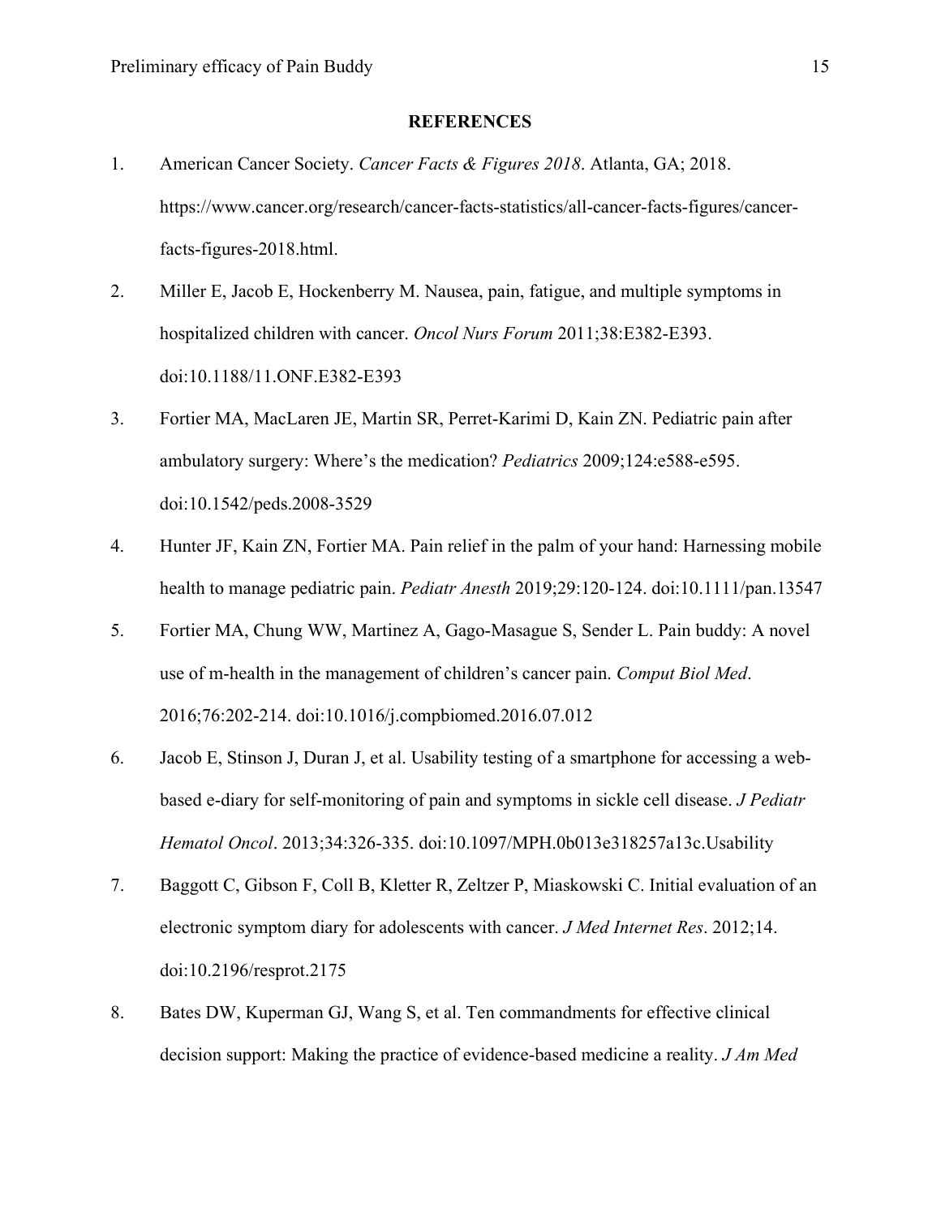## REFERENCES

1. American Cancer Society. *Cancer Facts & Figures 2018*. Atlanta, GA; 2018. https://www.cancer.org/research/cancer-facts-statistics/all-cancer-facts-figures/cancer-facts-figures-2018.html.
2. Miller E, Jacob E, Hockenberry M. Nausea, pain, fatigue, and multiple symptoms in hospitalized children with cancer. *Oncol Nurs Forum* 2011;38:E382-E393. doi:10.1188/11.ONF.E382-E393
3. Fortier MA, MacLaren JE, Martin SR, Perret-Karimi D, Kain ZN. Pediatric pain after ambulatory surgery: Where's the medication? *Pediatrics* 2009;124:e588-e595. doi:10.1542/peds.2008-3529
4. Hunter JF, Kain ZN, Fortier MA. Pain relief in the palm of your hand: Harnessing mobile health to manage pediatric pain. *Pediatr Anesth* 2019;29:120-124. doi:10.1111/pan.13547
5. Fortier MA, Chung WW, Martinez A, Gago-Masague S, Sender L. Pain buddy: A novel use of m-health in the management of children's cancer pain. *Comput Biol Med*. 2016;76:202-214. doi:10.1016/j.compbiomed.2016.07.012
6. Jacob E, Stinson J, Duran J, et al. Usability testing of a smartphone for accessing a web-based e-diary for self-monitoring of pain and symptoms in sickle cell disease. *J Pediatr Hematol Oncol*. 2013;34:326-335. doi:10.1097/MPH.0b013e318257a13c.Usability
7. Baggott C, Gibson F, Coll B, Kletter R, Zeltzer P, Miaskowski C. Initial evaluation of an electronic symptom diary for adolescents with cancer. *J Med Internet Res*. 2012;14. doi:10.2196/resprot.2175
8. Bates DW, Kuperman GJ, Wang S, et al. Ten commandments for effective clinical decision support: Making the practice of evidence-based medicine a reality. *J Am Med*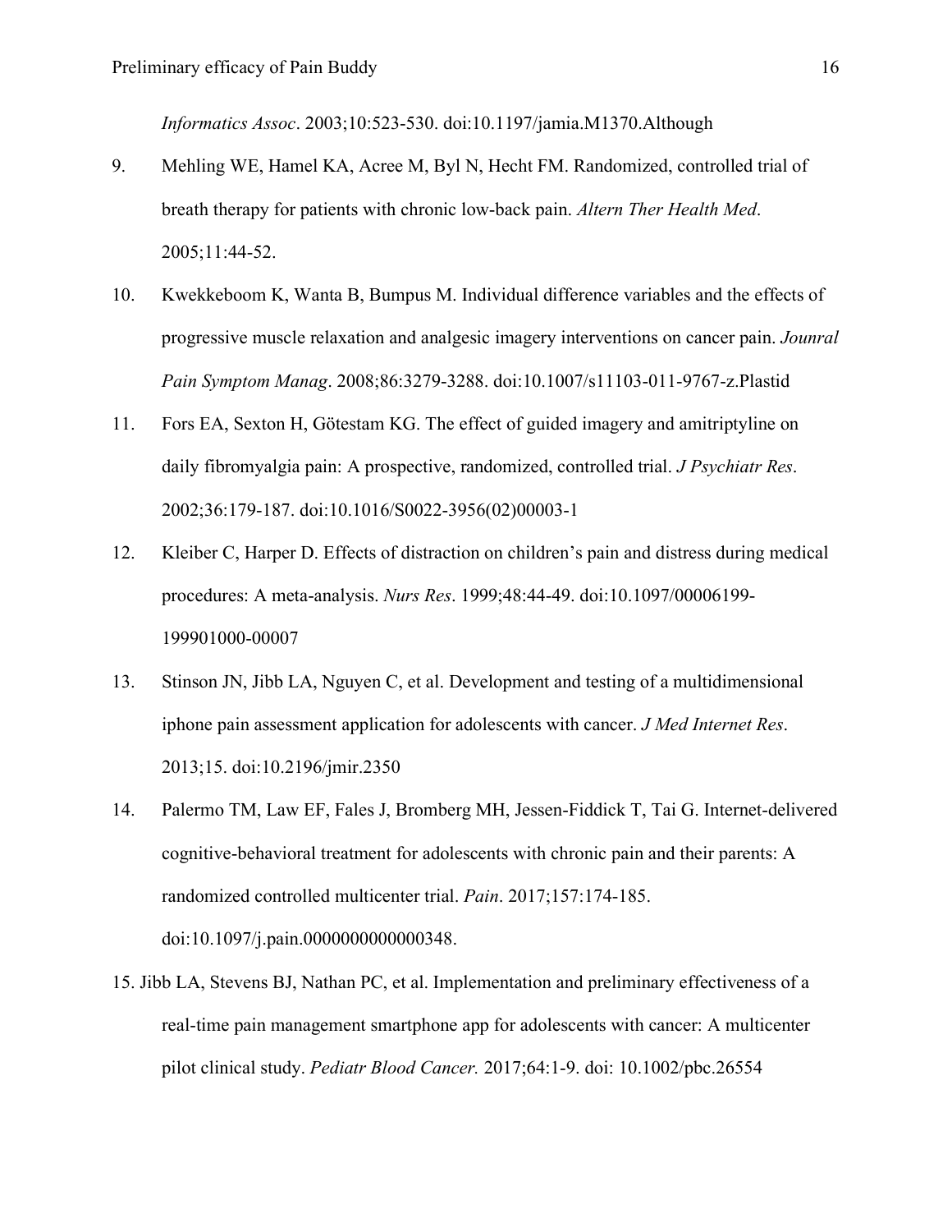*Informatics Assoc*. 2003;10:523-530. doi:10.1197/jamia.M1370.Although

9. Mehling WE, Hamel KA, Acree M, Byl N, Hecht FM. Randomized, controlled trial of breath therapy for patients with chronic low-back pain. *Altern Ther Health Med*. 2005;11:44-52.

10. Kwekkeboom K, Wanta B, Bumpus M. Individual difference variables and the effects of progressive muscle relaxation and analgesic imagery interventions on cancer pain. *Jounral Pain Symptom Manag*. 2008;86:3279-3288. doi:10.1007/s11103-011-9767-z.Plastid

11. Fors EA, Sexton H, Götestam KG. The effect of guided imagery and amitriptyline on daily fibromyalgia pain: A prospective, randomized, controlled trial. *J Psychiatr Res*. 2002;36:179-187. doi:10.1016/S0022-3956(02)00003-1

12. Kleiber C, Harper D. Effects of distraction on children's pain and distress during medical procedures: A meta-analysis. *Nurs Res*. 1999;48:44-49. doi:10.1097/00006199-199901000-00007

13. Stinson JN, Jibb LA, Nguyen C, et al. Development and testing of a multidimensional iphone pain assessment application for adolescents with cancer. *J Med Internet Res*. 2013;15. doi:10.2196/jmir.2350

14. Palermo TM, Law EF, Fales J, Bromberg MH, Jessen-Fiddick T, Tai G. Internet-delivered cognitive-behavioral treatment for adolescents with chronic pain and their parents: A randomized controlled multicenter trial. *Pain*. 2017;157:174-185. doi:10.1097/j.pain.0000000000000348.

15. Jibb LA, Stevens BJ, Nathan PC, et al. Implementation and preliminary effectiveness of a real-time pain management smartphone app for adolescents with cancer: A multicenter pilot clinical study. *Pediatr Blood Cancer.* 2017;64:1-9. doi: 10.1002/pbc.26554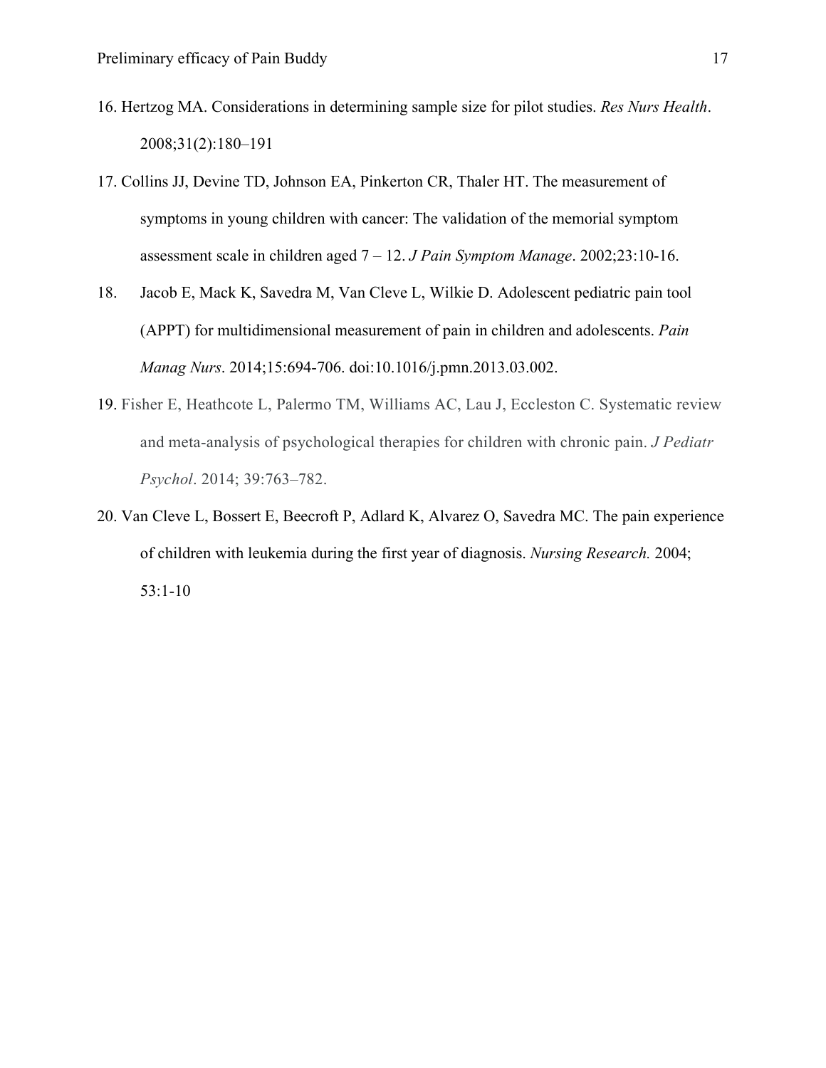16. Hertzog MA. Considerations in determining sample size for pilot studies. *Res Nurs Health*. 2008;31(2):180–191

17. Collins JJ, Devine TD, Johnson EA, Pinkerton CR, Thaler HT. The measurement of symptoms in young children with cancer: The validation of the memorial symptom assessment scale in children aged 7 – 12. *J Pain Symptom Manage*. 2002;23:10-16.

18. Jacob E, Mack K, Savedra M, Van Cleve L, Wilkie D. Adolescent pediatric pain tool (APPT) for multidimensional measurement of pain in children and adolescents. *Pain Manag Nurs*. 2014;15:694-706. doi:10.1016/j.pmn.2013.03.002.

19. Fisher E, Heathcote L, Palermo TM, Williams AC, Lau J, Eccleston C. Systematic review and meta-analysis of psychological therapies for children with chronic pain. *J Pediatr Psychol*. 2014; 39:763–782.

20. Van Cleve L, Bossert E, Beecroft P, Adlard K, Alvarez O, Savedra MC. The pain experience of children with leukemia during the first year of diagnosis. *Nursing Research.* 2004; 53:1-10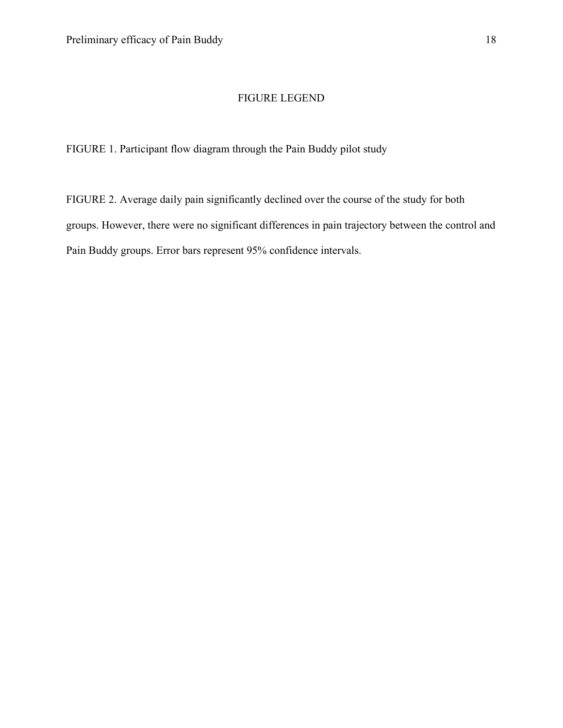# FIGURE LEGEND

FIGURE 1. Participant flow diagram through the Pain Buddy pilot study

FIGURE 2. Average daily pain significantly declined over the course of the study for both groups. However, there were no significant differences in pain trajectory between the control and Pain Buddy groups. Error bars represent 95% confidence intervals.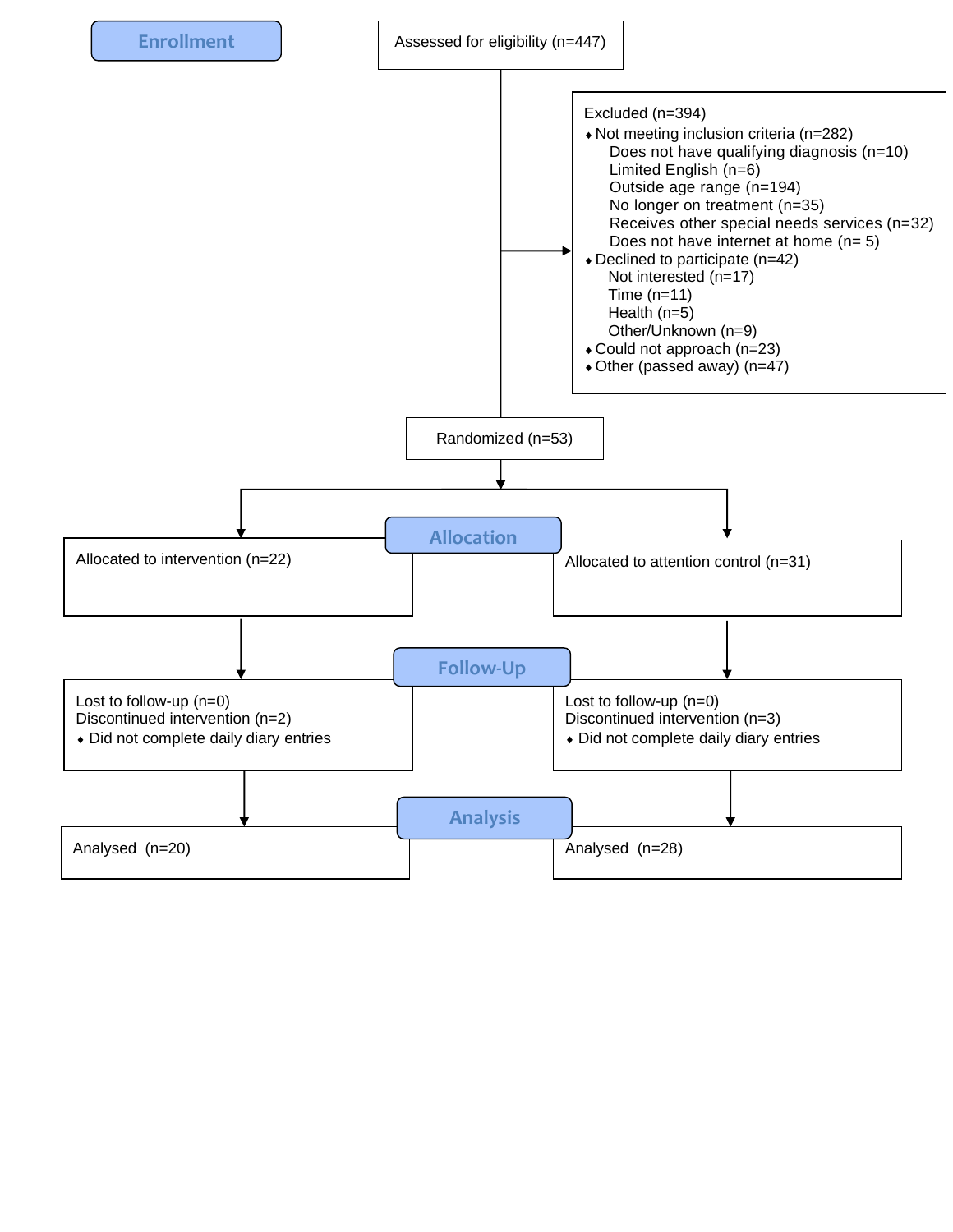**Enrollment**

Assessed for eligibility (n=447)

Excluded (n=394)

- Not meeting inclusion criteria (n=282)
  - Does not have qualifying diagnosis (n=10)
  - Limited English (n=6)
  - Outside age range (n=194)
  - No longer on treatment (n=35)
  - Receives other special needs services (n=32)
  - Does not have internet at home (n= 5)
- Declined to participate (n=42)
  - Not interested (n=17)
  - Time (n=11)
  - Health (n=5)
  - Other/Unknown (n=9)
- Could not approach (n=23)
- Other (passed away) (n=47)

Randomized (n=53)

**Allocation**

| Intervention | Attention control |
|---|---|
| Allocated to intervention (n=22) | Allocated to attention control (n=31) |

**Follow-Up**

| Intervention | Attention control |
|---|---|
| Lost to follow-up (n=0) | Lost to follow-up (n=0) |
| Discontinued intervention (n=2) | Discontinued intervention (n=3) |
| Did not complete daily diary entries | Did not complete daily diary entries |

**Analysis**

| Intervention | Attention control |
|---|---|
| Analysed (n=20) | Analysed (n=28) |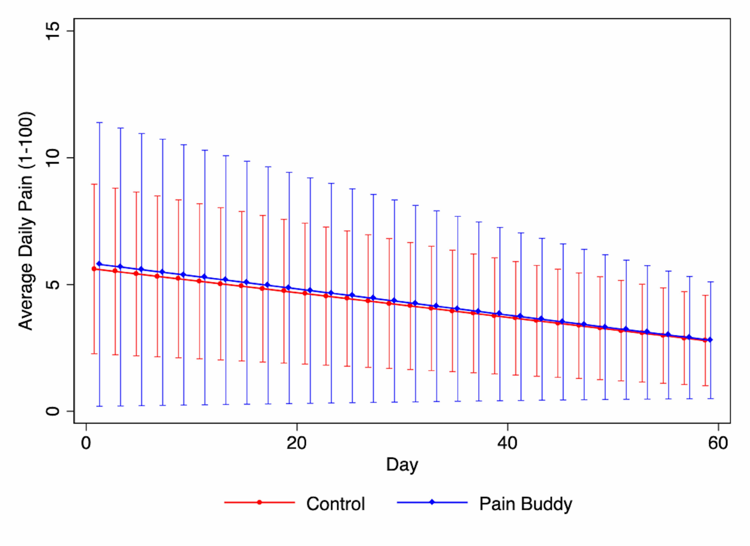Average Daily Pain (1-100)

15

10

5

0

0 20 40 60

Day

Control

Pain Buddy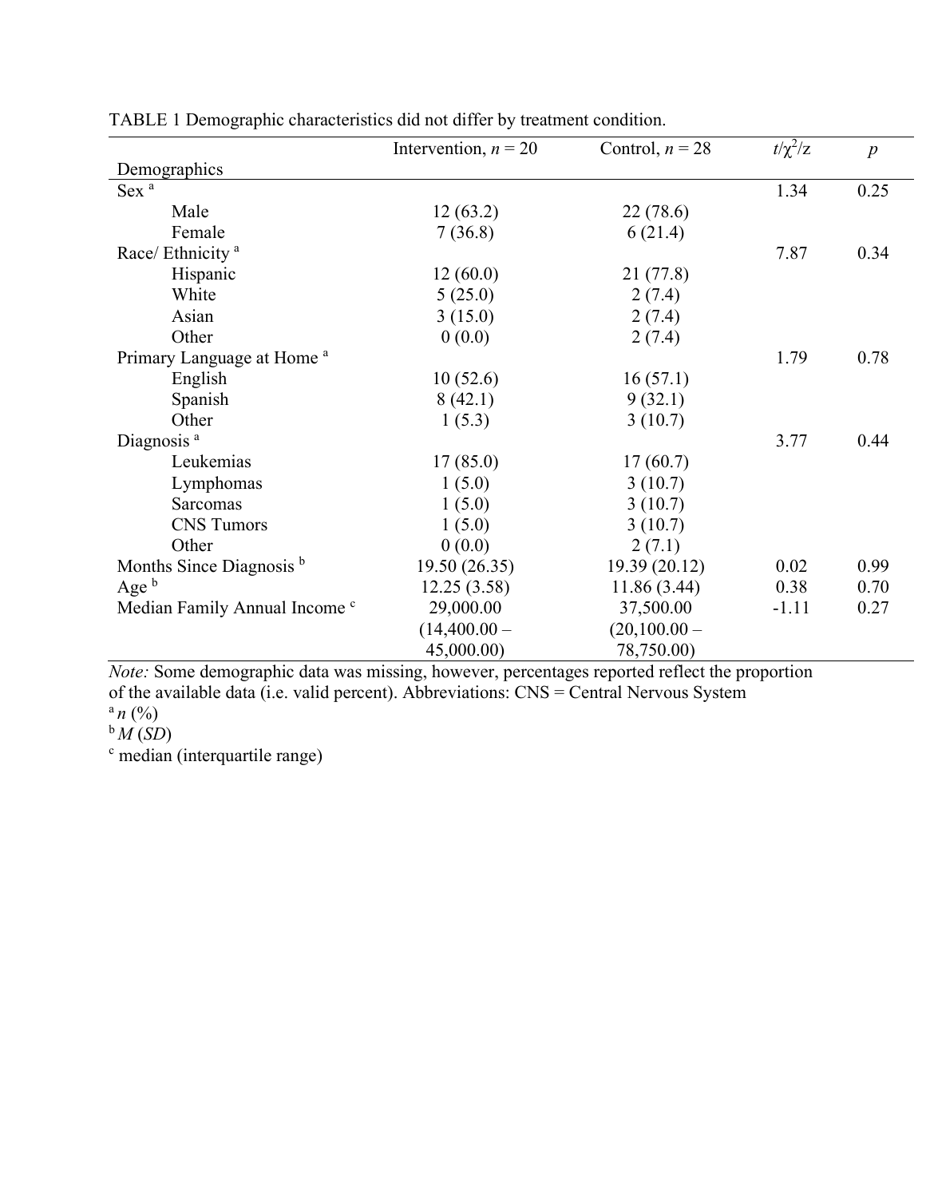TABLE 1 Demographic characteristics did not differ by treatment condition.

| Demographics | Intervention, $n$ = 20 | Control, $n$ = 28 | $t/\chi^2/z$ | $p$ |
|---|---|---|---|---|
| Sex [a] | | | 1.34 | 0.25 |
| Male | 12 (63.2) | 22 (78.6) | | |
| Female | 7 (36.8) | 6 (21.4) | | |
| Race/ Ethnicity [a] | | | 7.87 | 0.34 |
| Hispanic | 12 (60.0) | 21 (77.8) | | |
| White | 5 (25.0) | 2 (7.4) | | |
| Asian | 3 (15.0) | 2 (7.4) | | |
| Other | 0 (0.0) | 2 (7.4) | | |
| Primary Language at Home [a] | | | 1.79 | 0.78 |
| English | 10 (52.6) | 16 (57.1) | | |
| Spanish | 8 (42.1) | 9 (32.1) | | |
| Other | 1 (5.3) | 3 (10.7) | | |
| Diagnosis [a] | | | 3.77 | 0.44 |
| Leukemias | 17 (85.0) | 17 (60.7) | | |
| Lymphomas | 1 (5.0) | 3 (10.7) | | |
| Sarcomas | 1 (5.0) | 3 (10.7) | | |
| CNS Tumors | 1 (5.0) | 3 (10.7) | | |
| Other | 0 (0.0) | 2 (7.1) | | |
| Months Since Diagnosis [b] | 19.50 (26.35) | 19.39 (20.12) | 0.02 | 0.99 |
| Age [b] | 12.25 (3.58) | 11.86 (3.44) | 0.38 | 0.70 |
| Median Family Annual Income [c] | 29,000.00 (14,400.00 – 45,000.00) | 37,500.00 (20,100.00 – 78,750.00) | -1.11 | 0.27 |

*Note:* Some demographic data was missing, however, percentages reported reflect the proportion of the available data (i.e. valid percent). Abbreviations: CNS = Central Nervous System

[a] *n* (%)

[b] *M* (*SD*)

[c] median (interquartile range)